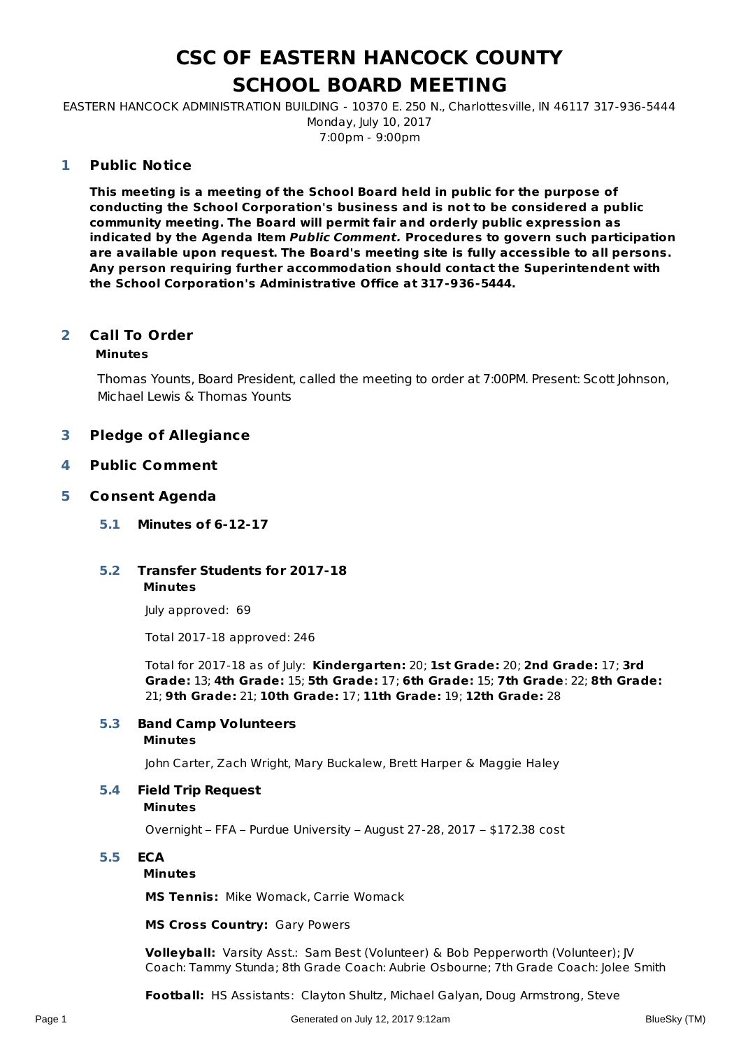# CSC OF EASTERN HANCOCK COUNTY
# SCHOOL BOARD MEETING

EASTERN HANCOCK ADMINISTRATION BUILDING - 10370 E. 250 N., Charlottesville, IN 46117 317-936-5444
Monday, July 10, 2017
7:00pm - 9:00pm

## 1 Public Notice

**This meeting is a meeting of the School Board held in public for the purpose of conducting the School Corporation's business and is not to be considered a public community meeting. The Board will permit fair and orderly public expression as indicated by the Agenda Item *Public Comment.* Procedures to govern such participation are available upon request. The Board's meeting site is fully accessible to all persons. Any person requiring further accommodation should contact the Superintendent with the School Corporation's Administrative Office at 317-936-5444.**

## 2 Call To Order

**Minutes**

Thomas Younts, Board President, called the meeting to order at 7:00PM. Present: Scott Johnson, Michael Lewis & Thomas Younts

## 3 Pledge of Allegiance

## 4 Public Comment

## 5 Consent Agenda

### 5.1 Minutes of 6-12-17

### 5.2 Transfer Students for 2017-18

**Minutes**

July approved: 69

Total 2017-18 approved: 246

Total for 2017-18 as of July: **Kindergarten:** 20; **1st Grade:** 20; **2nd Grade:** 17; **3rd Grade:** 13; **4th Grade:** 15; **5th Grade:** 17; **6th Grade:** 15; **7th Grade**: 22; **8th Grade:** 21; **9th Grade:** 21; **10th Grade:** 17; **11th Grade:** 19; **12th Grade:** 28

### 5.3 Band Camp Volunteers

**Minutes**

John Carter, Zach Wright, Mary Buckalew, Brett Harper & Maggie Haley

### 5.4 Field Trip Request

**Minutes**

Overnight – FFA – Purdue University – August 27-28, 2017 – $172.38 cost

### 5.5 ECA

**Minutes**

**MS Tennis:** Mike Womack, Carrie Womack

**MS Cross Country:** Gary Powers

**Volleyball:** Varsity Asst.: Sam Best (Volunteer) & Bob Pepperworth (Volunteer); JV Coach: Tammy Stunda; 8th Grade Coach: Aubrie Osbourne; 7th Grade Coach: Jolee Smith

**Football:** HS Assistants: Clayton Shultz, Michael Galyan, Doug Armstrong, Steve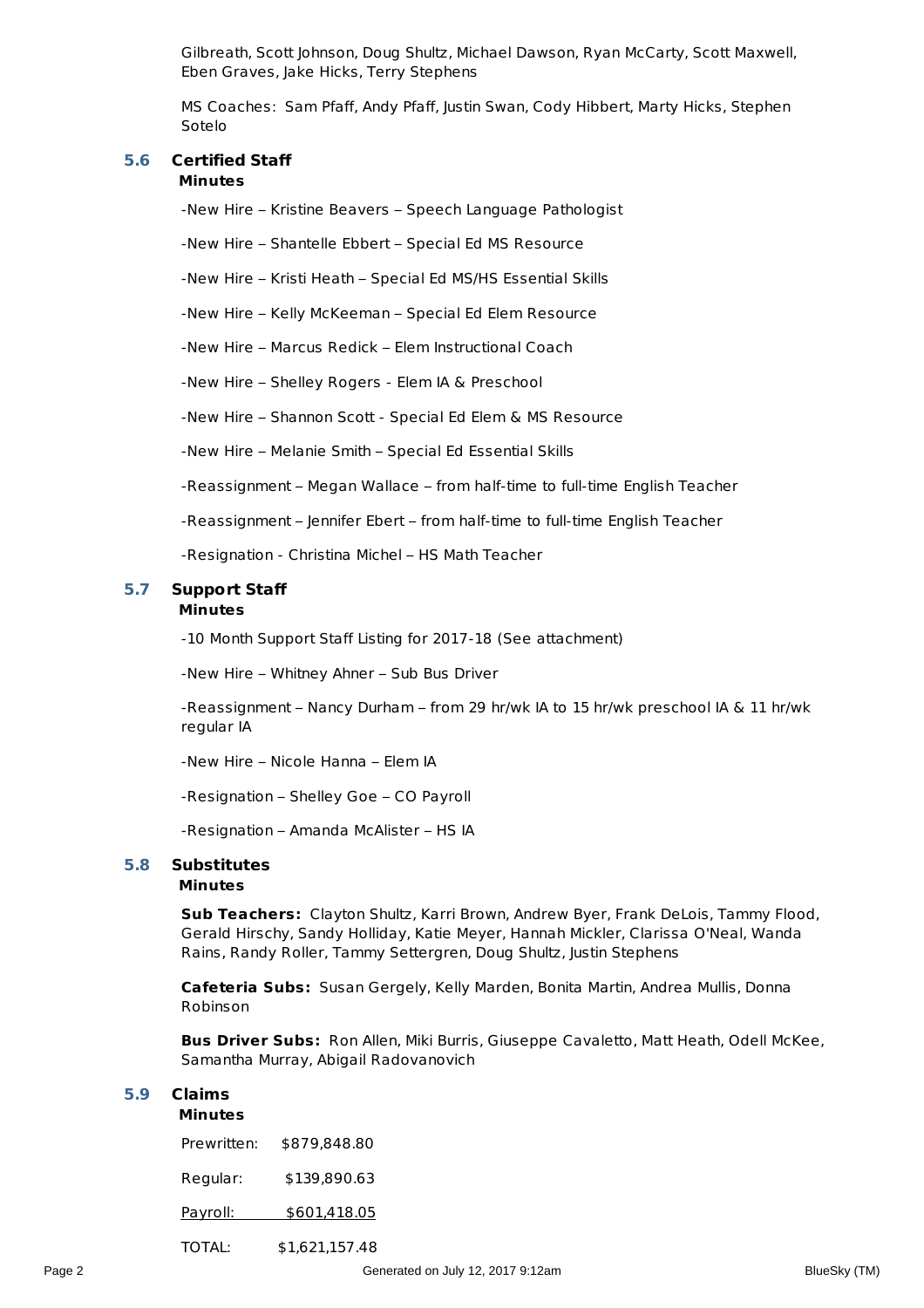Gilbreath, Scott Johnson, Doug Shultz, Michael Dawson, Ryan McCarty, Scott Maxwell, Eben Graves, Jake Hicks, Terry Stephens

MS Coaches: Sam Pfaff, Andy Pfaff, Justin Swan, Cody Hibbert, Marty Hicks, Stephen Sotelo

### 5.6 Certified Staff

**Minutes**

-New Hire – Kristine Beavers – Speech Language Pathologist

-New Hire – Shantelle Ebbert – Special Ed MS Resource

-New Hire – Kristi Heath – Special Ed MS/HS Essential Skills

-New Hire – Kelly McKeeman – Special Ed Elem Resource

-New Hire – Marcus Redick – Elem Instructional Coach

-New Hire – Shelley Rogers - Elem IA & Preschool

-New Hire – Shannon Scott - Special Ed Elem & MS Resource

-New Hire – Melanie Smith – Special Ed Essential Skills

-Reassignment – Megan Wallace – from half-time to full-time English Teacher

-Reassignment – Jennifer Ebert – from half-time to full-time English Teacher

-Resignation - Christina Michel – HS Math Teacher

### 5.7 Support Staff

**Minutes**

-10 Month Support Staff Listing for 2017-18 (See attachment)

-New Hire – Whitney Ahner – Sub Bus Driver

-Reassignment – Nancy Durham – from 29 hr/wk IA to 15 hr/wk preschool IA & 11 hr/wk regular IA

-New Hire – Nicole Hanna – Elem IA

-Resignation – Shelley Goe – CO Payroll

-Resignation – Amanda McAlister – HS IA

### 5.8 Substitutes

**Minutes**

**Sub Teachers:** Clayton Shultz, Karri Brown, Andrew Byer, Frank DeLois, Tammy Flood, Gerald Hirschy, Sandy Holliday, Katie Meyer, Hannah Mickler, Clarissa O'Neal, Wanda Rains, Randy Roller, Tammy Settergren, Doug Shultz, Justin Stephens

**Cafeteria Subs:** Susan Gergely, Kelly Marden, Bonita Martin, Andrea Mullis, Donna Robinson

**Bus Driver Subs:** Ron Allen, Miki Burris, Giuseppe Cavaletto, Matt Heath, Odell McKee, Samantha Murray, Abigail Radovanovich

### 5.9 Claims

**Minutes**

| | |
|---|---|
| Prewritten: | $879,848.80 |
| Regular: | $139,890.63 |
| Payroll: | $601,418.05 |
| TOTAL: | $1,621,157.48 |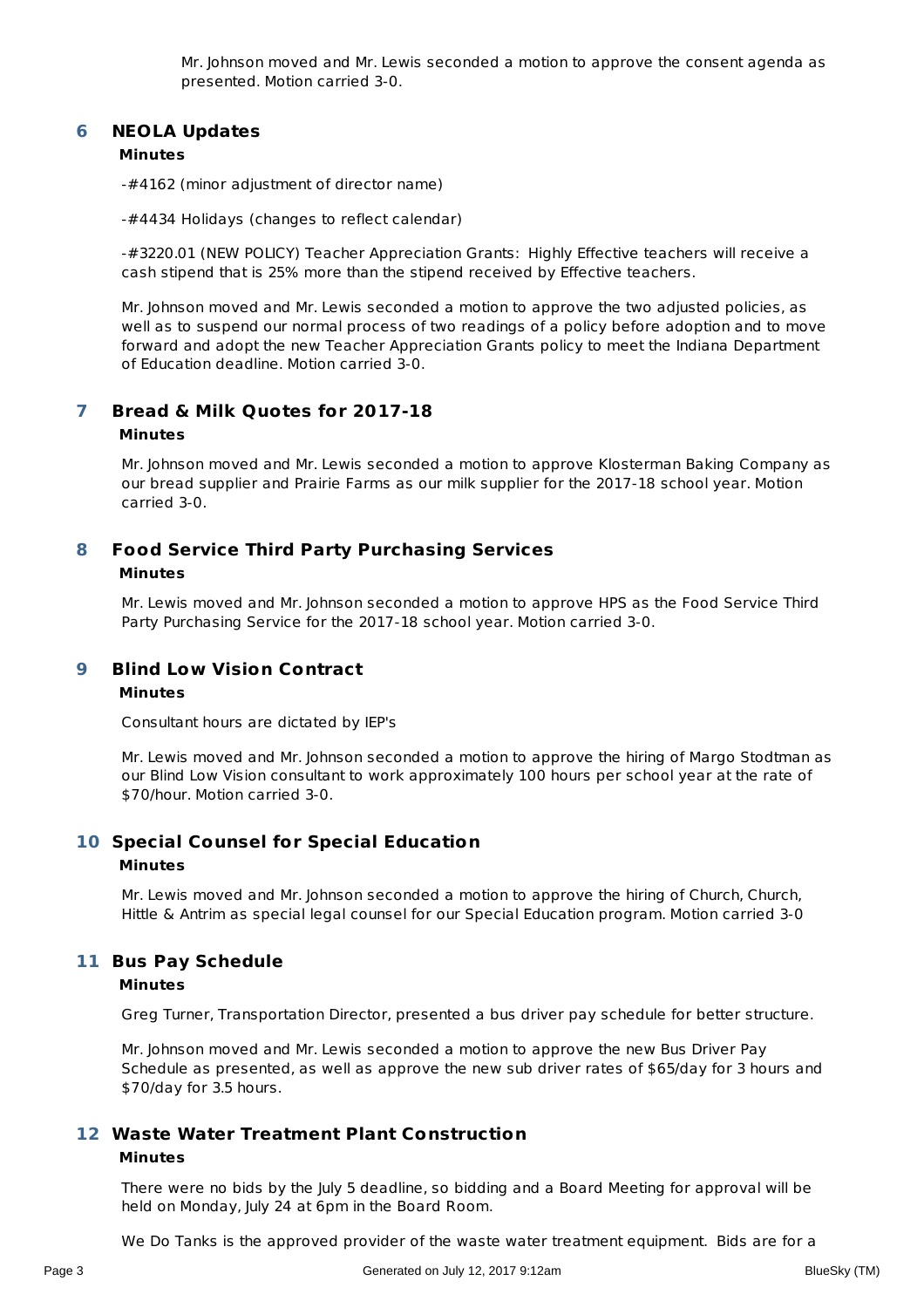Mr. Johnson moved and Mr. Lewis seconded a motion to approve the consent agenda as presented. Motion carried 3-0.

## 6 NEOLA Updates

**Minutes**

-#4162 (minor adjustment of director name)

-#4434 Holidays (changes to reflect calendar)

-#3220.01 (NEW POLICY) Teacher Appreciation Grants:  Highly Effective teachers will receive a cash stipend that is 25% more than the stipend received by Effective teachers.

Mr. Johnson moved and Mr. Lewis seconded a motion to approve the two adjusted policies, as well as to suspend our normal process of two readings of a policy before adoption and to move forward and adopt the new Teacher Appreciation Grants policy to meet the Indiana Department of Education deadline. Motion carried 3-0.

## 7 Bread & Milk Quotes for 2017-18

**Minutes**

Mr. Johnson moved and Mr. Lewis seconded a motion to approve Klosterman Baking Company as our bread supplier and Prairie Farms as our milk supplier for the 2017-18 school year. Motion carried 3-0.

## 8 Food Service Third Party Purchasing Services

**Minutes**

Mr. Lewis moved and Mr. Johnson seconded a motion to approve HPS as the Food Service Third Party Purchasing Service for the 2017-18 school year. Motion carried 3-0.

## 9 Blind Low Vision Contract

**Minutes**

Consultant hours are dictated by IEP's

Mr. Lewis moved and Mr. Johnson seconded a motion to approve the hiring of Margo Stodtman as our Blind Low Vision consultant to work approximately 100 hours per school year at the rate of $70/hour. Motion carried 3-0.

## 10 Special Counsel for Special Education

**Minutes**

Mr. Lewis moved and Mr. Johnson seconded a motion to approve the hiring of Church, Church, Hittle & Antrim as special legal counsel for our Special Education program. Motion carried 3-0

## 11 Bus Pay Schedule

**Minutes**

Greg Turner, Transportation Director, presented a bus driver pay schedule for better structure.

Mr. Johnson moved and Mr. Lewis seconded a motion to approve the new Bus Driver Pay Schedule as presented, as well as approve the new sub driver rates of $65/day for 3 hours and $70/day for 3.5 hours.

## 12 Waste Water Treatment Plant Construction

**Minutes**

There were no bids by the July 5 deadline, so bidding and a Board Meeting for approval will be held on Monday, July 24 at 6pm in the Board Room.

We Do Tanks is the approved provider of the waste water treatment equipment.  Bids are for a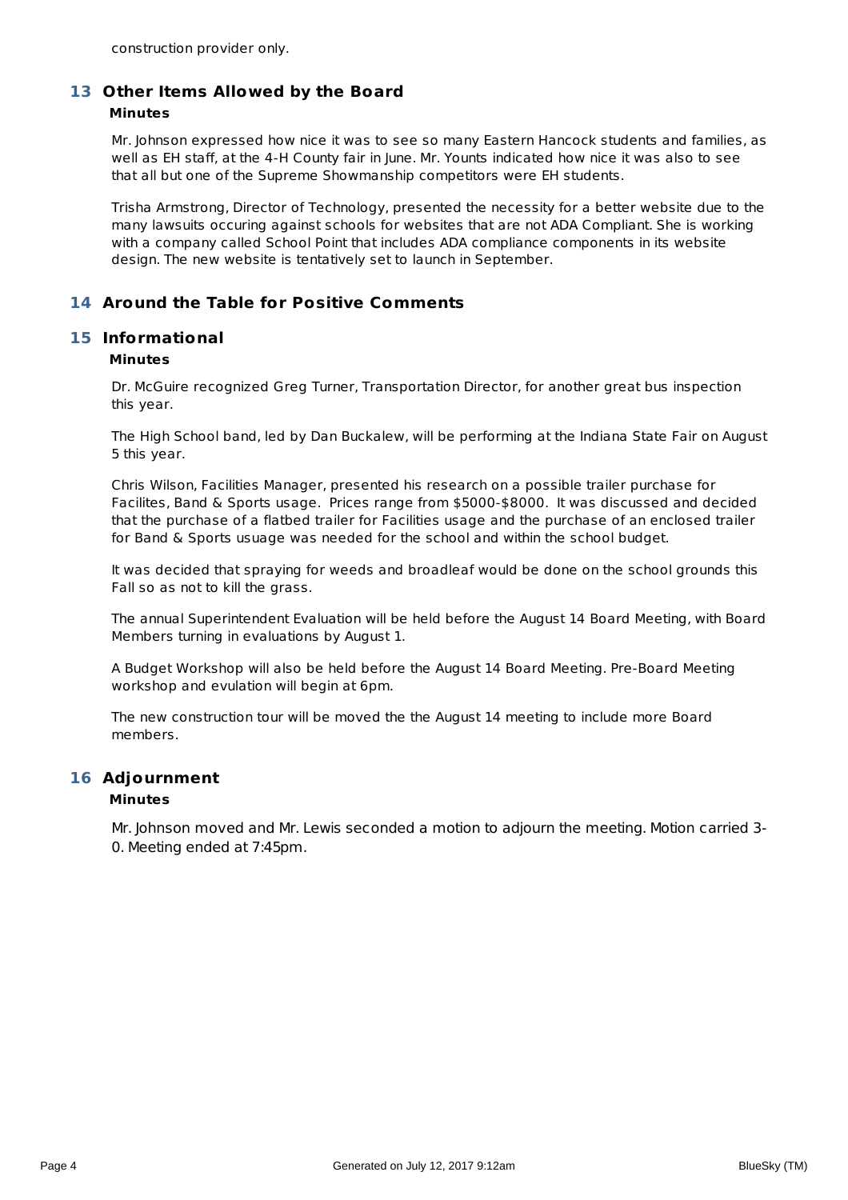construction provider only.

## 13 Other Items Allowed by the Board

**Minutes**

Mr. Johnson expressed how nice it was to see so many Eastern Hancock students and families, as well as EH staff, at the 4-H County fair in June. Mr. Younts indicated how nice it was also to see that all but one of the Supreme Showmanship competitors were EH students.

Trisha Armstrong, Director of Technology, presented the necessity for a better website due to the many lawsuits occuring against schools for websites that are not ADA Compliant. She is working with a company called School Point that includes ADA compliance components in its website design. The new website is tentatively set to launch in September.

## 14 Around the Table for Positive Comments

## 15 Informational

**Minutes**

Dr. McGuire recognized Greg Turner, Transportation Director, for another great bus inspection this year.

The High School band, led by Dan Buckalew, will be performing at the Indiana State Fair on August 5 this year.

Chris Wilson, Facilities Manager, presented his research on a possible trailer purchase for Facilites, Band & Sports usage. Prices range from $5000-$8000. It was discussed and decided that the purchase of a flatbed trailer for Facilities usage and the purchase of an enclosed trailer for Band & Sports usuage was needed for the school and within the school budget.

It was decided that spraying for weeds and broadleaf would be done on the school grounds this Fall so as not to kill the grass.

The annual Superintendent Evaluation will be held before the August 14 Board Meeting, with Board Members turning in evaluations by August 1.

A Budget Workshop will also be held before the August 14 Board Meeting. Pre-Board Meeting workshop and evulation will begin at 6pm.

The new construction tour will be moved the the August 14 meeting to include more Board members.

## 16 Adjournment

**Minutes**

Mr. Johnson moved and Mr. Lewis seconded a motion to adjourn the meeting. Motion carried 3-0. Meeting ended at 7:45pm.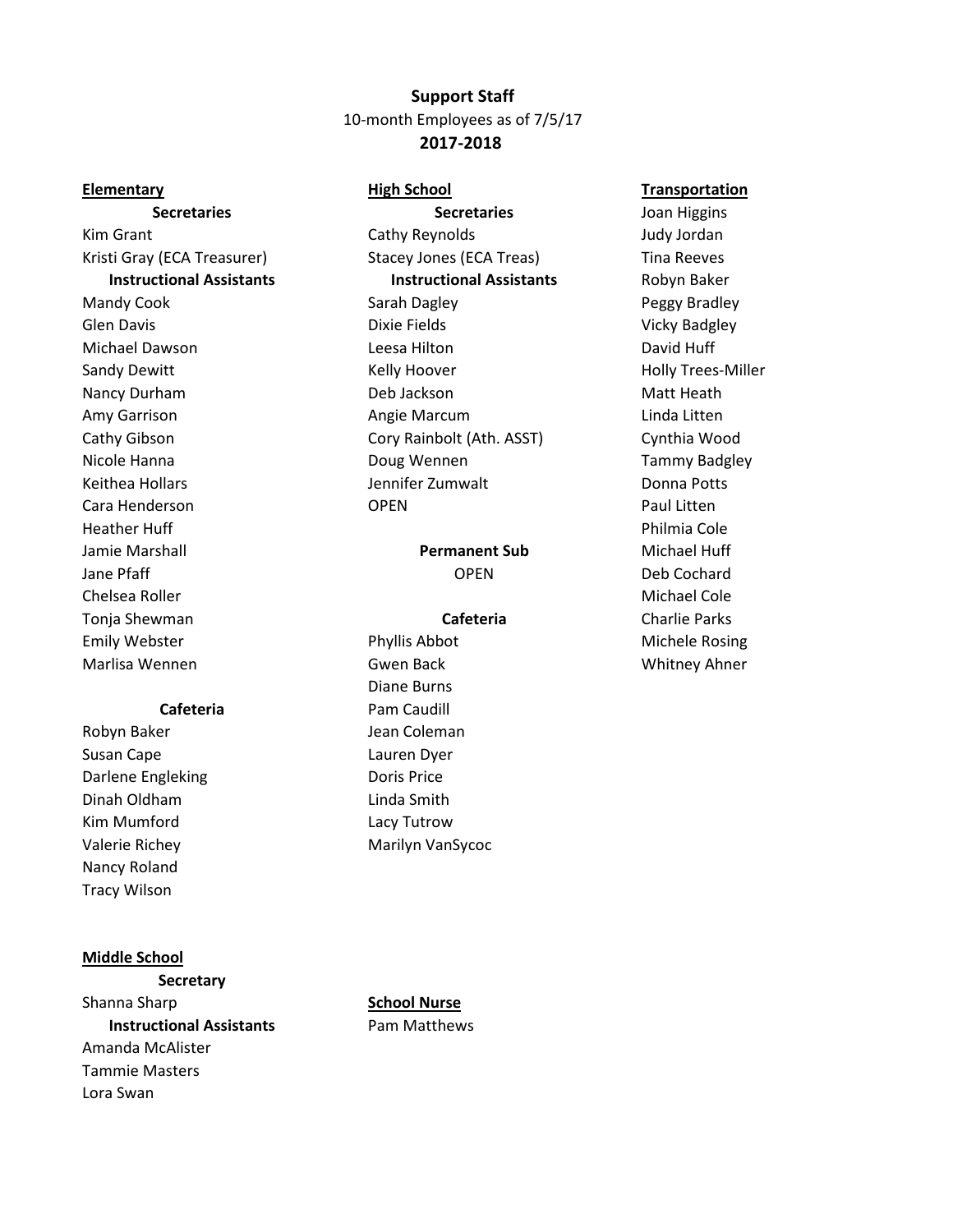# Support Staff

10-month Employees as of 7/5/17

**2017-2018**

## Elementary

**Secretaries**

Kim Grant
Kristi Gray (ECA Treasurer)

**Instructional Assistants**

Mandy Cook
Glen Davis
Michael Dawson
Sandy Dewitt
Nancy Durham
Amy Garrison
Cathy Gibson
Nicole Hanna
Keithea Hollars
Cara Henderson
Heather Huff
Jamie Marshall
Jane Pfaff
Chelsea Roller
Tonja Shewman
Emily Webster
Marlisa Wennen

**Cafeteria**

Robyn Baker
Susan Cape
Darlene Engleking
Dinah Oldham
Kim Mumford
Valerie Richey
Nancy Roland
Tracy Wilson

## High School

**Secretaries**

Cathy Reynolds
Stacey Jones (ECA Treas)

**Instructional Assistants**

Sarah Dagley
Dixie Fields
Leesa Hilton
Kelly Hoover
Deb Jackson
Angie Marcum
Cory Rainbolt (Ath. ASST)
Doug Wennen
Jennifer Zumwalt
OPEN

**Permanent Sub**

OPEN

**Cafeteria**

Phyllis Abbot
Gwen Back
Diane Burns
Pam Caudill
Jean Coleman
Lauren Dyer
Doris Price
Linda Smith
Lacy Tutrow
Marilyn VanSycoc

## Transportation

Joan Higgins
Judy Jordan
Tina Reeves
Robyn Baker
Peggy Bradley
Vicky Badgley
David Huff
Holly Trees-Miller
Matt Heath
Linda Litten
Cynthia Wood
Tammy Badgley
Donna Potts
Paul Litten
Philmia Cole
Michael Huff
Deb Cochard
Michael Cole
Charlie Parks
Michele Rosing
Whitney Ahner

## Middle School

**Secretary**

Shanna Sharp

**Instructional Assistants**

Amanda McAlister
Tammie Masters
Lora Swan

## School Nurse

Pam Matthews